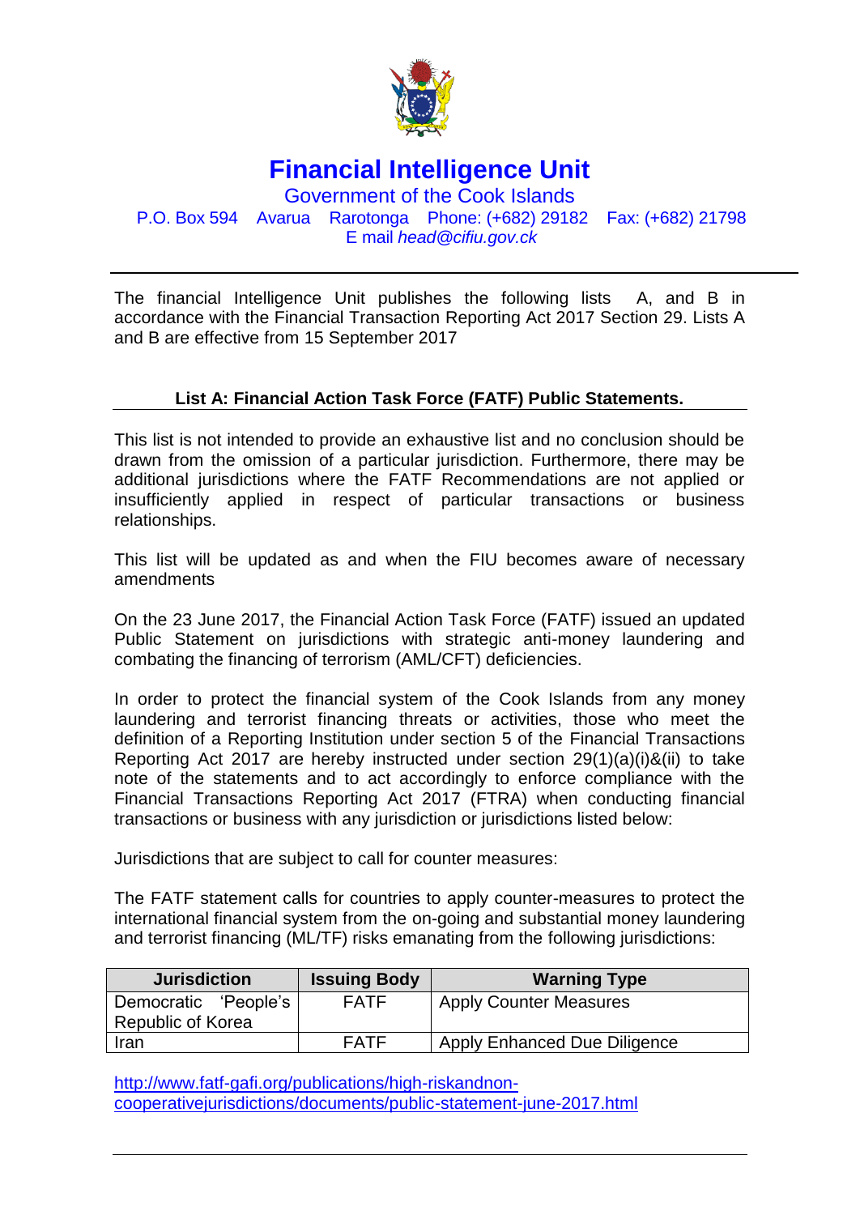# Financial Intelligence Unit

## Government of the Cook Islands

P.O. Box 594 Avarua Rarotonga Phone: (+682) 29182 Fax: (+682) 21798
E mail *head@cifiu.gov.ck*

---

The financial Intelligence Unit publishes the following lists A, and B in accordance with the Financial Transaction Reporting Act 2017 Section 29. Lists A and B are effective from 15 September 2017

### List A: Financial Action Task Force (FATF) Public Statements.

This list is not intended to provide an exhaustive list and no conclusion should be drawn from the omission of a particular jurisdiction. Furthermore, there may be additional jurisdictions where the FATF Recommendations are not applied or insufficiently applied in respect of particular transactions or business relationships.

This list will be updated as and when the FIU becomes aware of necessary amendments

On the 23 June 2017, the Financial Action Task Force (FATF) issued an updated Public Statement on jurisdictions with strategic anti-money laundering and combating the financing of terrorism (AML/CFT) deficiencies.

In order to protect the financial system of the Cook Islands from any money laundering and terrorist financing threats or activities, those who meet the definition of a Reporting Institution under section 5 of the Financial Transactions Reporting Act 2017 are hereby instructed under section 29(1)(a)(i)&(ii) to take note of the statements and to act accordingly to enforce compliance with the Financial Transactions Reporting Act 2017 (FTRA) when conducting financial transactions or business with any jurisdiction or jurisdictions listed below:

Jurisdictions that are subject to call for counter measures:

The FATF statement calls for countries to apply counter-measures to protect the international financial system from the on-going and substantial money laundering and terrorist financing (ML/TF) risks emanating from the following jurisdictions:

| Jurisdiction | Issuing Body | Warning Type |
| --- | --- | --- |
| Democratic 'People's Republic of Korea | FATF | Apply Counter Measures |
| Iran | FATF | Apply Enhanced Due Diligence |

[http://www.fatf-gafi.org/publications/high-riskandnon-cooperativejurisdictions/documents/public-statement-june-2017.html](http://www.fatf-gafi.org/publications/high-riskandnon-cooperativejurisdictions/documents/public-statement-june-2017.html)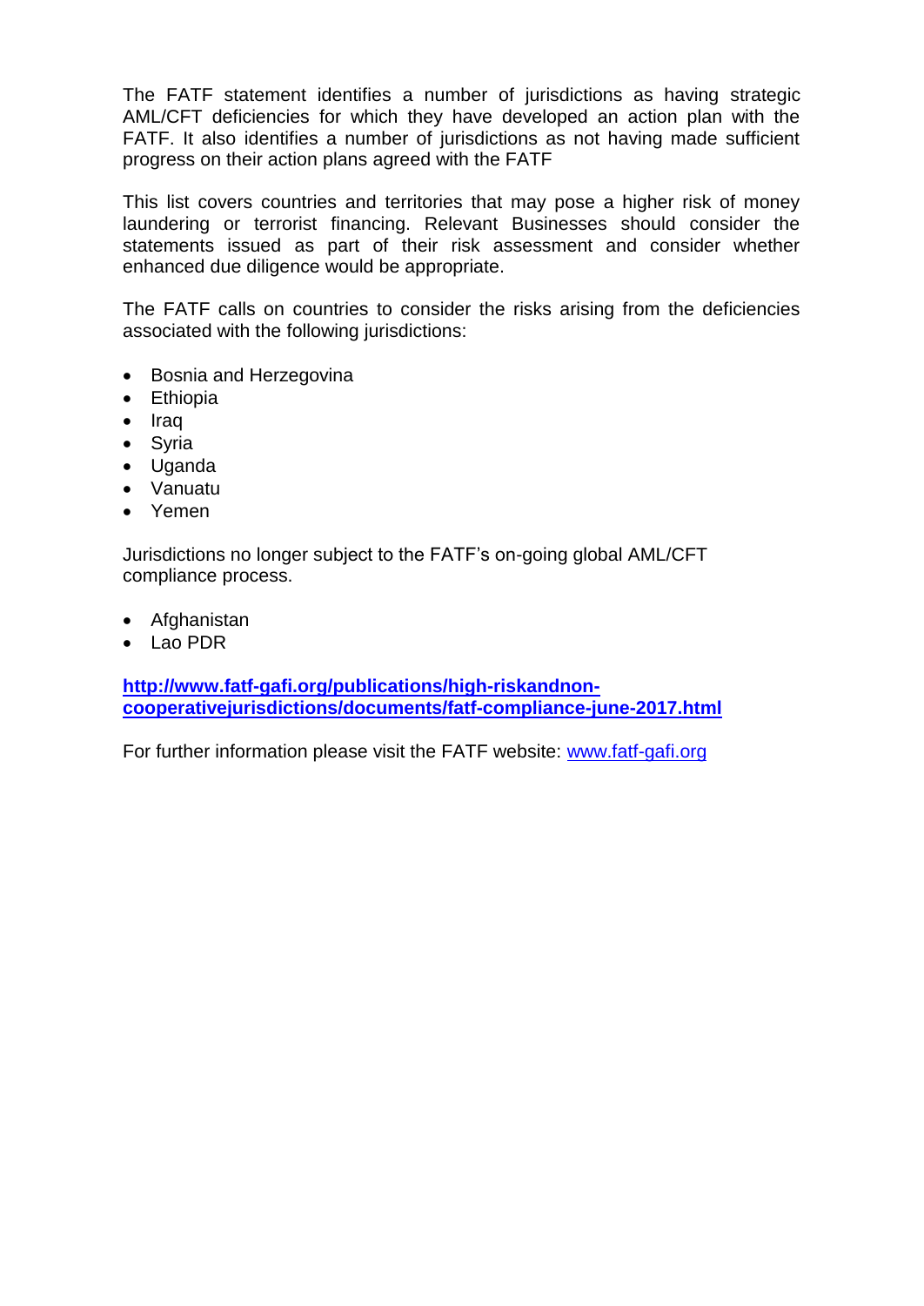The FATF statement identifies a number of jurisdictions as having strategic AML/CFT deficiencies for which they have developed an action plan with the FATF. It also identifies a number of jurisdictions as not having made sufficient progress on their action plans agreed with the FATF

This list covers countries and territories that may pose a higher risk of money laundering or terrorist financing. Relevant Businesses should consider the statements issued as part of their risk assessment and consider whether enhanced due diligence would be appropriate.

The FATF calls on countries to consider the risks arising from the deficiencies associated with the following jurisdictions:

- Bosnia and Herzegovina
- Ethiopia
- Iraq
- Syria
- Uganda
- Vanuatu
- Yemen

Jurisdictions no longer subject to the FATF's on-going global AML/CFT compliance process.

- Afghanistan
- Lao PDR

**http://www.fatf-gafi.org/publications/high-riskandnon-cooperativejurisdictions/documents/fatf-compliance-june-2017.html**

For further information please visit the FATF website: www.fatf-gafi.org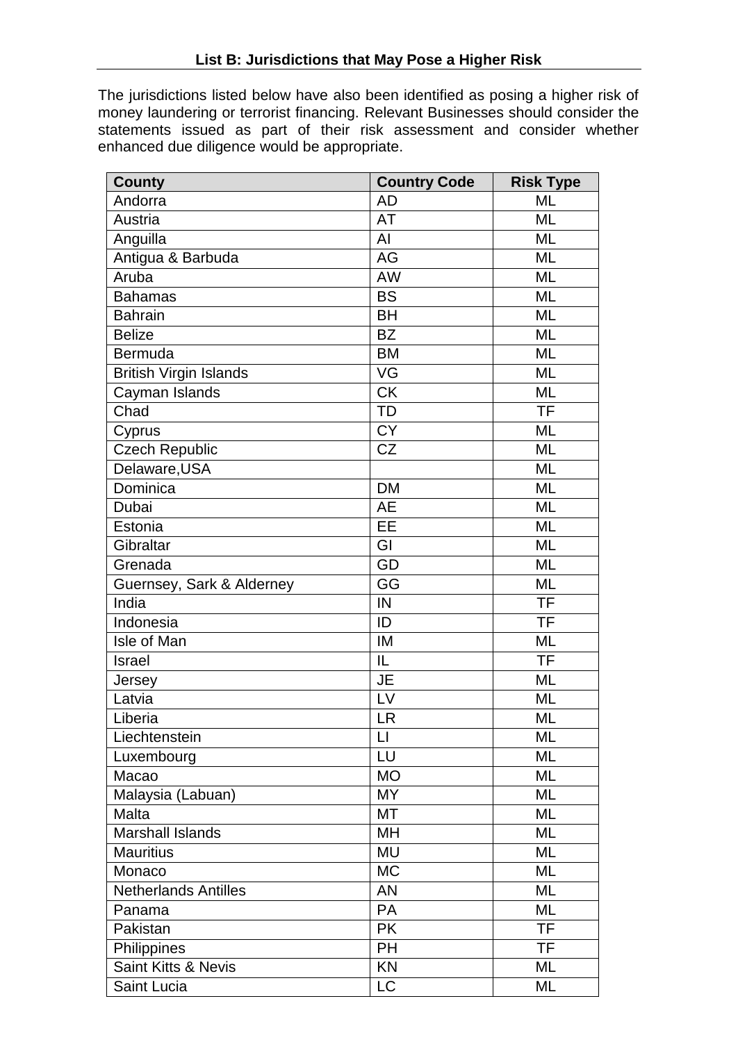## List B: Jurisdictions that May Pose a Higher Risk

The jurisdictions listed below have also been identified as posing a higher risk of money laundering or terrorist financing. Relevant Businesses should consider the statements issued as part of their risk assessment and consider whether enhanced due diligence would be appropriate.

| County | Country Code | Risk Type |
|---|---|---|
| Andorra | AD | ML |
| Austria | AT | ML |
| Anguilla | AI | ML |
| Antigua & Barbuda | AG | ML |
| Aruba | AW | ML |
| Bahamas | BS | ML |
| Bahrain | BH | ML |
| Belize | BZ | ML |
| Bermuda | BM | ML |
| British Virgin Islands | VG | ML |
| Cayman Islands | CK | ML |
| Chad | TD | TF |
| Cyprus | CY | ML |
| Czech Republic | CZ | ML |
| Delaware,USA | | ML |
| Dominica | DM | ML |
| Dubai | AE | ML |
| Estonia | EE | ML |
| Gibraltar | GI | ML |
| Grenada | GD | ML |
| Guernsey, Sark & Alderney | GG | ML |
| India | IN | TF |
| Indonesia | ID | TF |
| Isle of Man | IM | ML |
| Israel | IL | TF |
| Jersey | JE | ML |
| Latvia | LV | ML |
| Liberia | LR | ML |
| Liechtenstein | LI | ML |
| Luxembourg | LU | ML |
| Macao | MO | ML |
| Malaysia (Labuan) | MY | ML |
| Malta | MT | ML |
| Marshall Islands | MH | ML |
| Mauritius | MU | ML |
| Monaco | MC | ML |
| Netherlands Antilles | AN | ML |
| Panama | PA | ML |
| Pakistan | PK | TF |
| Philippines | PH | TF |
| Saint Kitts & Nevis | KN | ML |
| Saint Lucia | LC | ML |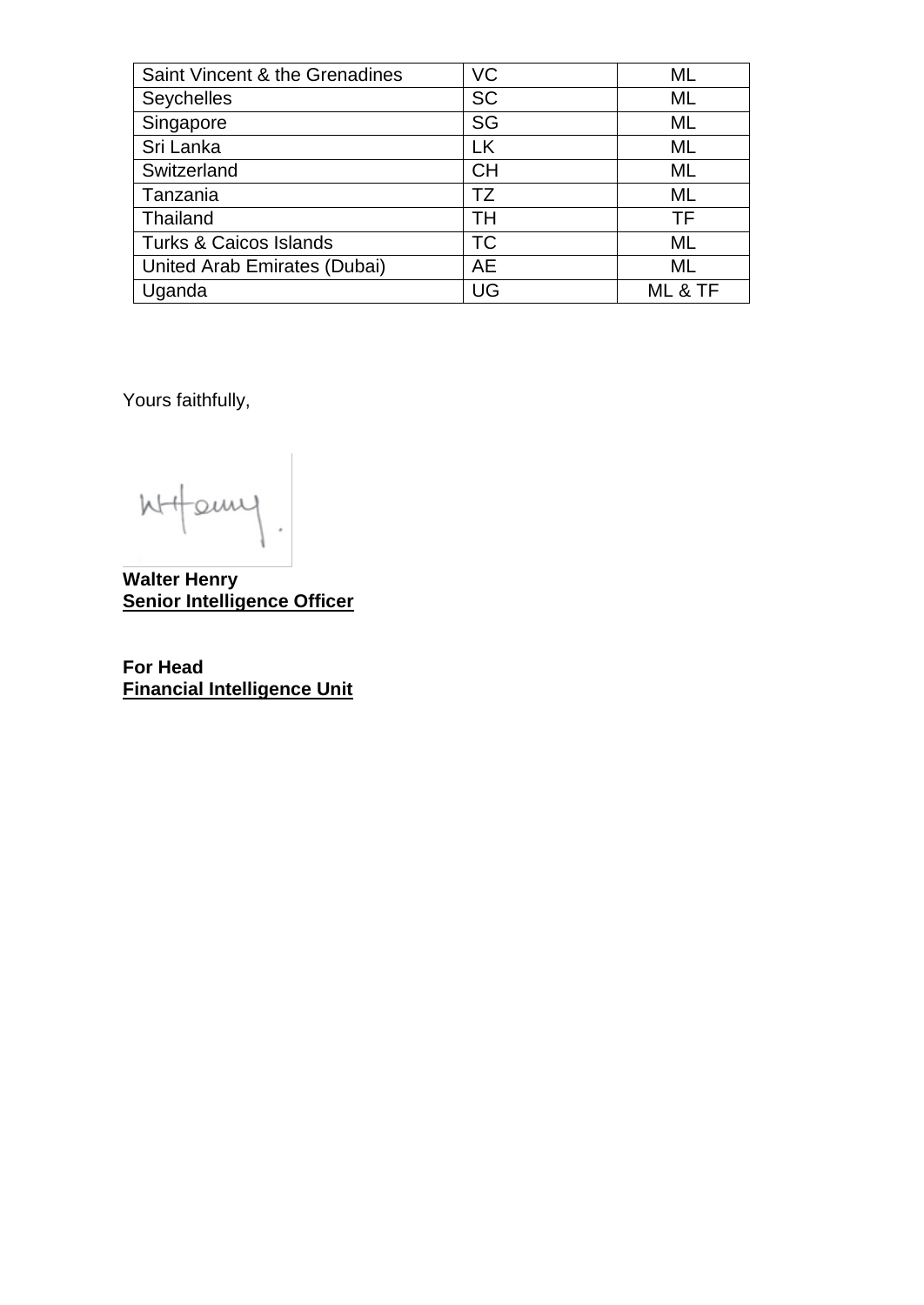| | | |
|---|---|---|
| Saint Vincent & the Grenadines | VC | ML |
| Seychelles | SC | ML |
| Singapore | SG | ML |
| Sri Lanka | LK | ML |
| Switzerland | CH | ML |
| Tanzania | TZ | ML |
| Thailand | TH | TF |
| Turks & Caicos Islands | TC | ML |
| United Arab Emirates (Dubai) | AE | ML |
| Uganda | UG | ML & TF |

Yours faithfully,

**Walter Henry**
**Senior Intelligence Officer**

**For Head**
**Financial Intelligence Unit**